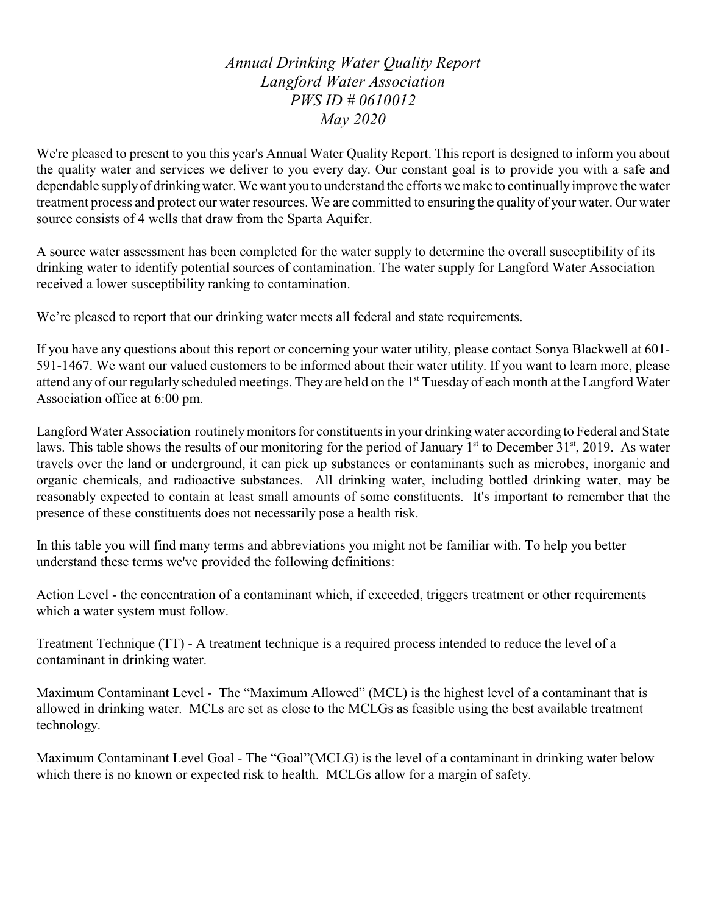*Annual Drinking Water Quality Report*
*Langford Water Association*
*PWS ID # 0610012*
*May 2020*

We're pleased to present to you this year's Annual Water Quality Report. This report is designed to inform you about the quality water and services we deliver to you every day. Our constant goal is to provide you with a safe and dependable supply of drinking water. We want you to understand the efforts we make to continually improve the water treatment process and protect our water resources. We are committed to ensuring the quality of your water. Our water source consists of 4 wells that draw from the Sparta Aquifer.

A source water assessment has been completed for the water supply to determine the overall susceptibility of its drinking water to identify potential sources of contamination. The water supply for Langford Water Association received a lower susceptibility ranking to contamination.

We're pleased to report that our drinking water meets all federal and state requirements.

If you have any questions about this report or concerning your water utility, please contact Sonya Blackwell at 601-591-1467. We want our valued customers to be informed about their water utility. If you want to learn more, please attend any of our regularly scheduled meetings. They are held on the 1st Tuesday of each month at the Langford Water Association office at 6:00 pm.

Langford Water Association routinely monitors for constituents in your drinking water according to Federal and State laws. This table shows the results of our monitoring for the period of January 1st to December 31st, 2019. As water travels over the land or underground, it can pick up substances or contaminants such as microbes, inorganic and organic chemicals, and radioactive substances. All drinking water, including bottled drinking water, may be reasonably expected to contain at least small amounts of some constituents. It's important to remember that the presence of these constituents does not necessarily pose a health risk.

In this table you will find many terms and abbreviations you might not be familiar with. To help you better understand these terms we've provided the following definitions:

Action Level - the concentration of a contaminant which, if exceeded, triggers treatment or other requirements which a water system must follow.

Treatment Technique (TT) - A treatment technique is a required process intended to reduce the level of a contaminant in drinking water.

Maximum Contaminant Level - The "Maximum Allowed" (MCL) is the highest level of a contaminant that is allowed in drinking water. MCLs are set as close to the MCLGs as feasible using the best available treatment technology.

Maximum Contaminant Level Goal - The "Goal"(MCLG) is the level of a contaminant in drinking water below which there is no known or expected risk to health. MCLGs allow for a margin of safety.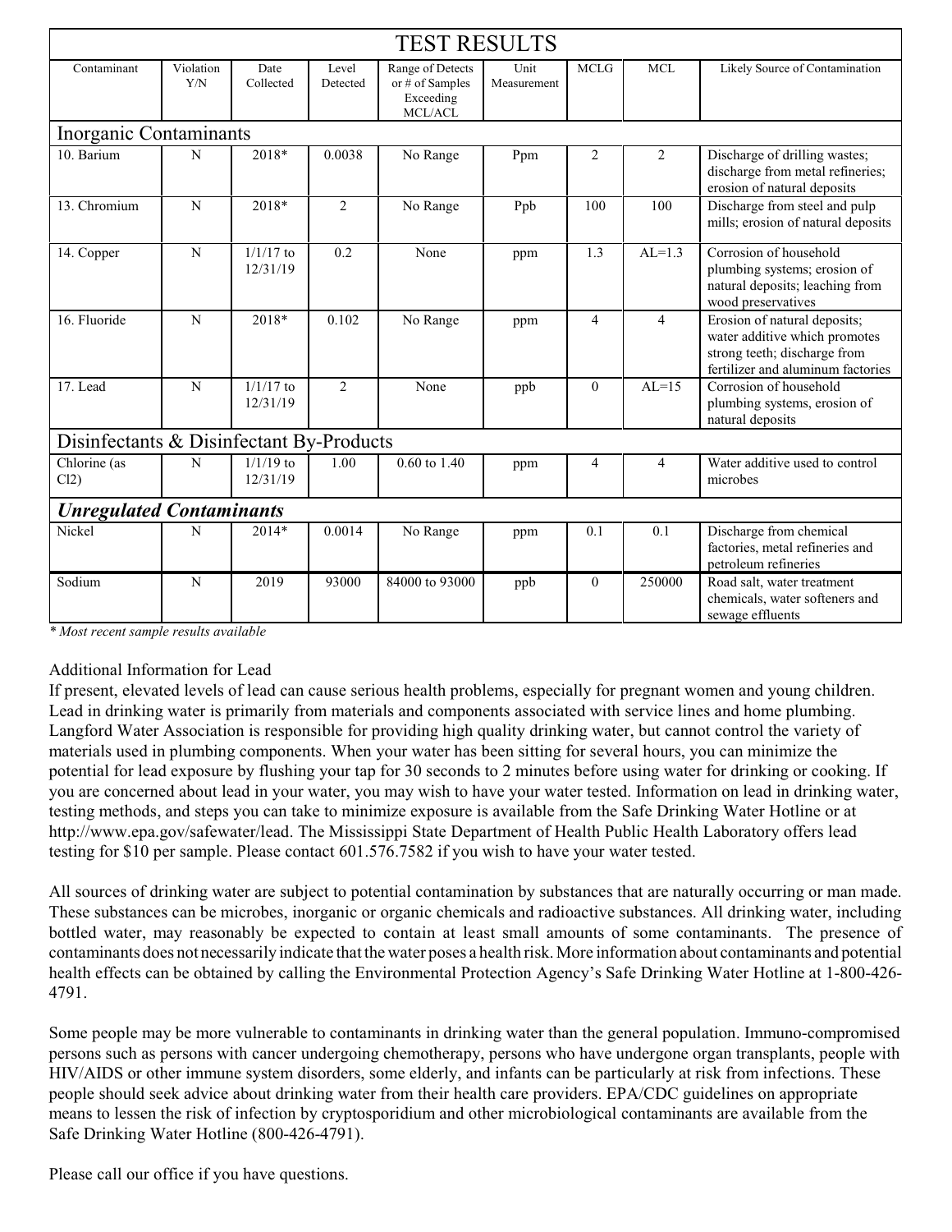| TEST RESULTS | | | | | | | | |
|---|---|---|---|---|---|---|---|---|
| Contaminant | Violation Y/N | Date Collected | Level Detected | Range of Detects or # of Samples Exceeding MCL/ACL | Unit Measurement | MCLG | MCL | Likely Source of Contamination |
| **Inorganic Contaminants** | | | | | | | | |
| 10. Barium | N | 2018* | 0.0038 | No Range | Ppm | 2 | 2 | Discharge of drilling wastes; discharge from metal refineries; erosion of natural deposits |
| 13. Chromium | N | 2018* | 2 | No Range | Ppb | 100 | 100 | Discharge from steel and pulp mills; erosion of natural deposits |
| 14. Copper | N | 1/1/17 to 12/31/19 | 0.2 | None | ppm | 1.3 | AL=1.3 | Corrosion of household plumbing systems; erosion of natural deposits; leaching from wood preservatives |
| 16. Fluoride | N | 2018* | 0.102 | No Range | ppm | 4 | 4 | Erosion of natural deposits; water additive which promotes strong teeth; discharge from fertilizer and aluminum factories |
| 17. Lead | N | 1/1/17 to 12/31/19 | 2 | None | ppb | 0 | AL=15 | Corrosion of household plumbing systems, erosion of natural deposits |
| **Disinfectants & Disinfectant By-Products** | | | | | | | | |
| Chlorine (as $Cl_2$) | N | 1/1/19 to 12/31/19 | 1.00 | 0.60 to 1.40 | ppm | 4 | 4 | Water additive used to control microbes |
| ***Unregulated Contaminants*** | | | | | | | | |
| Nickel | N | 2014* | 0.0014 | No Range | ppm | 0.1 | 0.1 | Discharge from chemical factories, metal refineries and petroleum refineries |
| Sodium | N | 2019 | 93000 | 84000 to 93000 | ppb | 0 | 250000 | Road salt, water treatment chemicals, water softeners and sewage effluents |

*\* Most recent sample results available*

Additional Information for Lead

If present, elevated levels of lead can cause serious health problems, especially for pregnant women and young children. Lead in drinking water is primarily from materials and components associated with service lines and home plumbing. Langford Water Association is responsible for providing high quality drinking water, but cannot control the variety of materials used in plumbing components. When your water has been sitting for several hours, you can minimize the potential for lead exposure by flushing your tap for 30 seconds to 2 minutes before using water for drinking or cooking. If you are concerned about lead in your water, you may wish to have your water tested. Information on lead in drinking water, testing methods, and steps you can take to minimize exposure is available from the Safe Drinking Water Hotline or at http://www.epa.gov/safewater/lead. The Mississippi State Department of Health Public Health Laboratory offers lead testing for $10 per sample. Please contact 601.576.7582 if you wish to have your water tested.

All sources of drinking water are subject to potential contamination by substances that are naturally occurring or man made. These substances can be microbes, inorganic or organic chemicals and radioactive substances. All drinking water, including bottled water, may reasonably be expected to contain at least small amounts of some contaminants. The presence of contaminants does not necessarily indicate that the water poses a health risk. More information about contaminants and potential health effects can be obtained by calling the Environmental Protection Agency's Safe Drinking Water Hotline at 1-800-426-4791.

Some people may be more vulnerable to contaminants in drinking water than the general population. Immuno-compromised persons such as persons with cancer undergoing chemotherapy, persons who have undergone organ transplants, people with HIV/AIDS or other immune system disorders, some elderly, and infants can be particularly at risk from infections. These people should seek advice about drinking water from their health care providers. EPA/CDC guidelines on appropriate means to lessen the risk of infection by cryptosporidium and other microbiological contaminants are available from the Safe Drinking Water Hotline (800-426-4791).

Please call our office if you have questions.